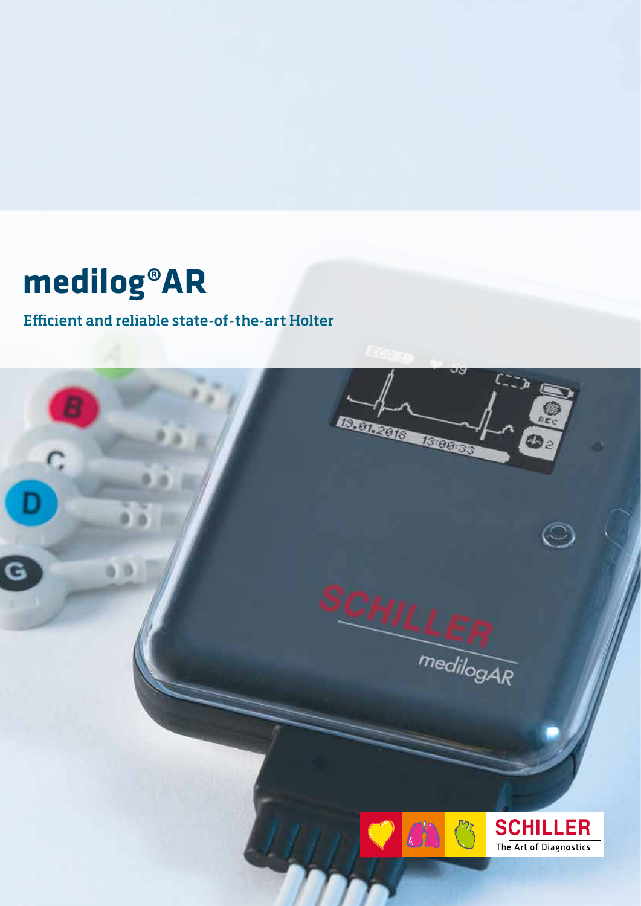# medilog®AR

## Efficient and reliable state-of-the-art Holter

SCHILLER
The Art of Diagnostics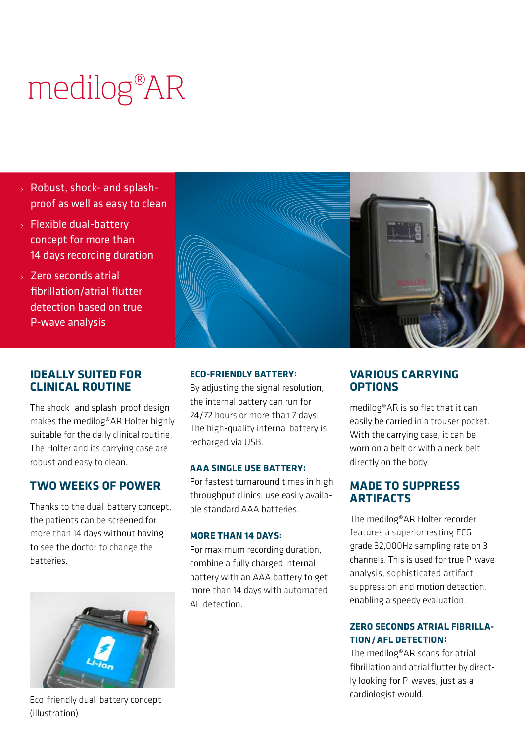# medilog®AR

- Robust, shock- and splash-proof as well as easy to clean
- Flexible dual-battery concept for more than 14 days recording duration
- Zero seconds atrial fibrillation/atrial flutter detection based on true P-wave analysis

## IDEALLY SUITED FOR CLINICAL ROUTINE

The shock- and splash-proof design makes the medilog®AR Holter highly suitable for the daily clinical routine. The Holter and its carrying case are robust and easy to clean.

## TWO WEEKS OF POWER

Thanks to the dual-battery concept, the patients can be screened for more than 14 days without having to see the doctor to change the batteries.

Eco-friendly dual-battery concept (illustration)

### ECO-FRIENDLY BATTERY:

By adjusting the signal resolution, the internal battery can run for 24/72 hours or more than 7 days. The high-quality internal battery is recharged via USB.

### AAA SINGLE USE BATTERY:

For fastest turnaround times in high throughput clinics, use easily available standard AAA batteries.

### MORE THAN 14 DAYS:

For maximum recording duration, combine a fully charged internal battery with an AAA battery to get more than 14 days with automated AF detection.

## VARIOUS CARRYING OPTIONS

medilog®AR is so flat that it can easily be carried in a trouser pocket. With the carrying case, it can be worn on a belt or with a neck belt directly on the body.

## MADE TO SUPPRESS ARTIFACTS

The medilog®AR Holter recorder features a superior resting ECG grade 32,000Hz sampling rate on 3 channels. This is used for true P-wave analysis, sophisticated artifact suppression and motion detection, enabling a speedy evaluation.

### ZERO SECONDS ATRIAL FIBRILLATION / AFL DETECTION:

The medilog®AR scans for atrial fibrillation and atrial flutter by directly looking for P-waves, just as a cardiologist would.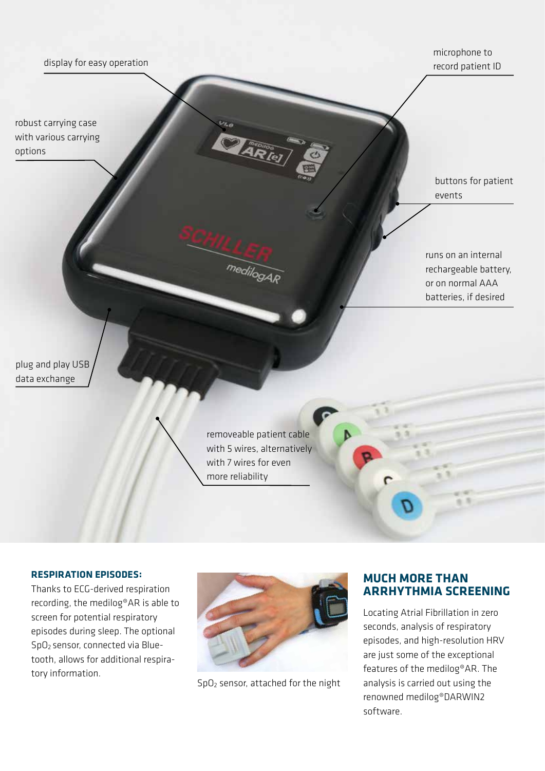display for easy operation

microphone to record patient ID

robust carrying case with various carrying options

buttons for patient events

runs on an internal rechargeable battery, or on normal AAA batteries, if desired

plug and play USB data exchange

removeable patient cable with 5 wires, alternatively with 7 wires for even more reliability

**RESPIRATION EPISODES:**

Thanks to ECG-derived respiration recording, the medilog®AR is able to screen for potential respiratory episodes during sleep. The optional $SpO_2$ sensor, connected via Bluetooth, allows for additional respiratory information.

$SpO_2$ sensor, attached for the night

## MUCH MORE THAN ARRHYTHMIA SCREENING

Locating Atrial Fibrillation in zero seconds, analysis of respiratory episodes, and high-resolution HRV are just some of the exceptional features of the medilog®AR. The analysis is carried out using the renowned medilog®DARWIN2 software.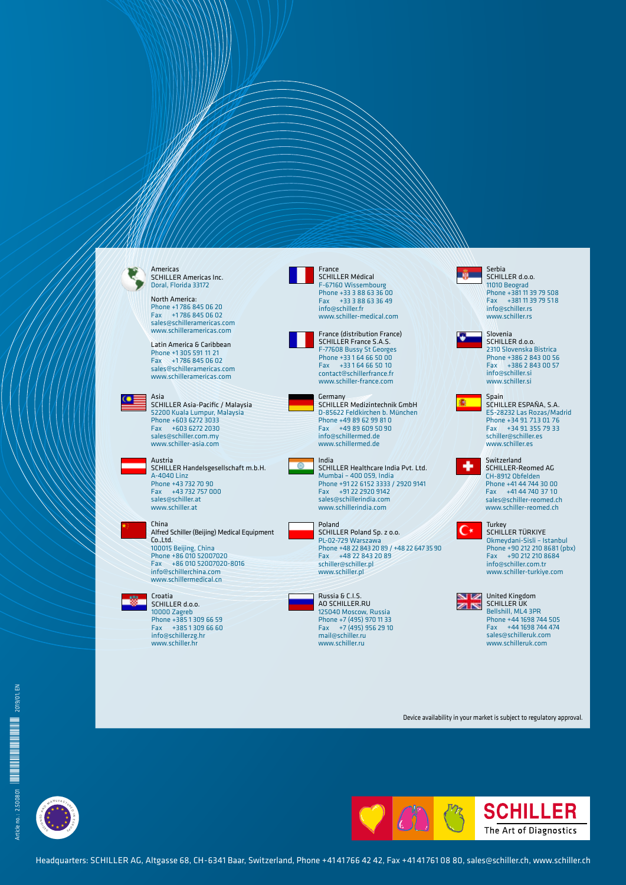**Americas**
SCHILLER Americas Inc.
Doral, Florida 33172

North America:
Phone +1 786 845 06 20
Fax +1 786 845 06 02
sales@schilleramericas.com
www.schilleramericas.com

Latin America & Caribbean
Phone +1 305 591 11 21
Fax +1 786 845 06 02
sales@schilleramericas.com
www.schilleramericas.com

**Asia**
SCHILLER Asia-Pacific / Malaysia
52200 Kuala Lumpur, Malaysia
Phone +603 6272 3033
Fax +603 6272 2030
sales@schiller.com.my
www.schiller-asia.com

**Austria**
SCHILLER Handelsgesellschaft m.b.H.
A-4040 Linz
Phone +43 732 70 90
Fax +43 732 757 000
sales@schiller.at
www.schiller.at

**China**
Alfred Schiller (Beijing) Medical Equipment Co.,Ltd.
100015 Beijing, China
Phone +86 010 52007020
Fax +86 010 52007020-8016
info@schillerchina.com
www.schillermedical.cn

**Croatia**
SCHILLER d.o.o.
10000 Zagreb
Phone +385 1 309 66 59
Fax +385 1 309 66 60
info@schillerzg.hr
www.schiller.hr

**France**
SCHILLER Médical
F-67160 Wissembourg
Phone +33 3 88 63 36 00
Fax +33 3 88 63 36 49
info@schiller.fr
www.schiller-medical.com

**France (distribution France)**
SCHILLER France S.A.S.
F-77608 Bussy St Georges
Phone +33 1 64 66 50 00
Fax +33 1 64 66 50 10
contact@schillerfrance.fr
www.schiller-france.com

**Germany**
SCHILLER Medizintechnik GmbH
D-85622 Feldkirchen b. München
Phone +49 89 62 99 81 0
Fax +49 89 609 50 90
info@schillermed.de
www.schillermed.de

**India**
SCHILLER Healthcare India Pvt. Ltd.
Mumbai – 400 059, India
Phone +91 22 6152 3333 / 2920 9141
Fax +91 22 2920 9142
sales@schillerindia.com
www.schillerindia.com

**Poland**
SCHILLER Poland Sp. z o.o.
PL-02-729 Warszawa
Phone +48 22 843 20 89 / +48 22 647 35 90
Fax +48 22 843 20 89
schiller@schiller.pl
www.schiller.pl

**Russia & C.I.S.**
AO SCHILLER.RU
125040 Moscow, Russia
Phone +7 (495) 970 11 33
Fax +7 (495) 956 29 10
mail@schiller.ru
www.schiller.ru

**Serbia**
SCHILLER d.o.o.
11010 Beograd
Phone +381 11 39 79 508
Fax +381 11 39 79 518
info@schiller.rs
www.schiller.rs

**Slovenia**
SCHILLER d.o.o.
2310 Slovenska Bistrica
Phone +386 2 843 00 56
Fax +386 2 843 00 57
info@schiller.si
www.schiller.si

**Spain**
SCHILLER ESPAÑA, S.A.
ES-28232 Las Rozas/Madrid
Phone +34 91 713 01 76
Fax +34 91 355 79 33
schiller@schiller.es
www.schiller.es

**Switzerland**
SCHILLER-Reomed AG
CH-8912 Obfelden
Phone +41 44 744 30 00
Fax +41 44 740 37 10
sales@schiller-reomed.ch
www.schiller-reomed.ch

**Turkey**
SCHILLER TÜRKIYE
Okmeydani-Sisli – Istanbul
Phone +90 212 210 8681 (pbx)
Fax +90 212 210 8684
info@schiller.com.tr
www.schiller-turkiye.com

**United Kingdom**
SCHILLER UK
Bellshill, ML4 3PR
Phone +44 1698 744 505
Fax +44 1698 744 474
sales@schilleruk.com
www.schilleruk.com

Device availability in your market is subject to regulatory approval.

Article no.: 2.510801 2019/01, EN

SCHILLER
The Art of Diagnostics

Headquarters: SCHILLER AG, Altgasse 68, CH-6341 Baar, Switzerland, Phone +41 41 766 42 42, Fax +41 41 761 08 80, sales@schiller.ch, www.schiller.ch